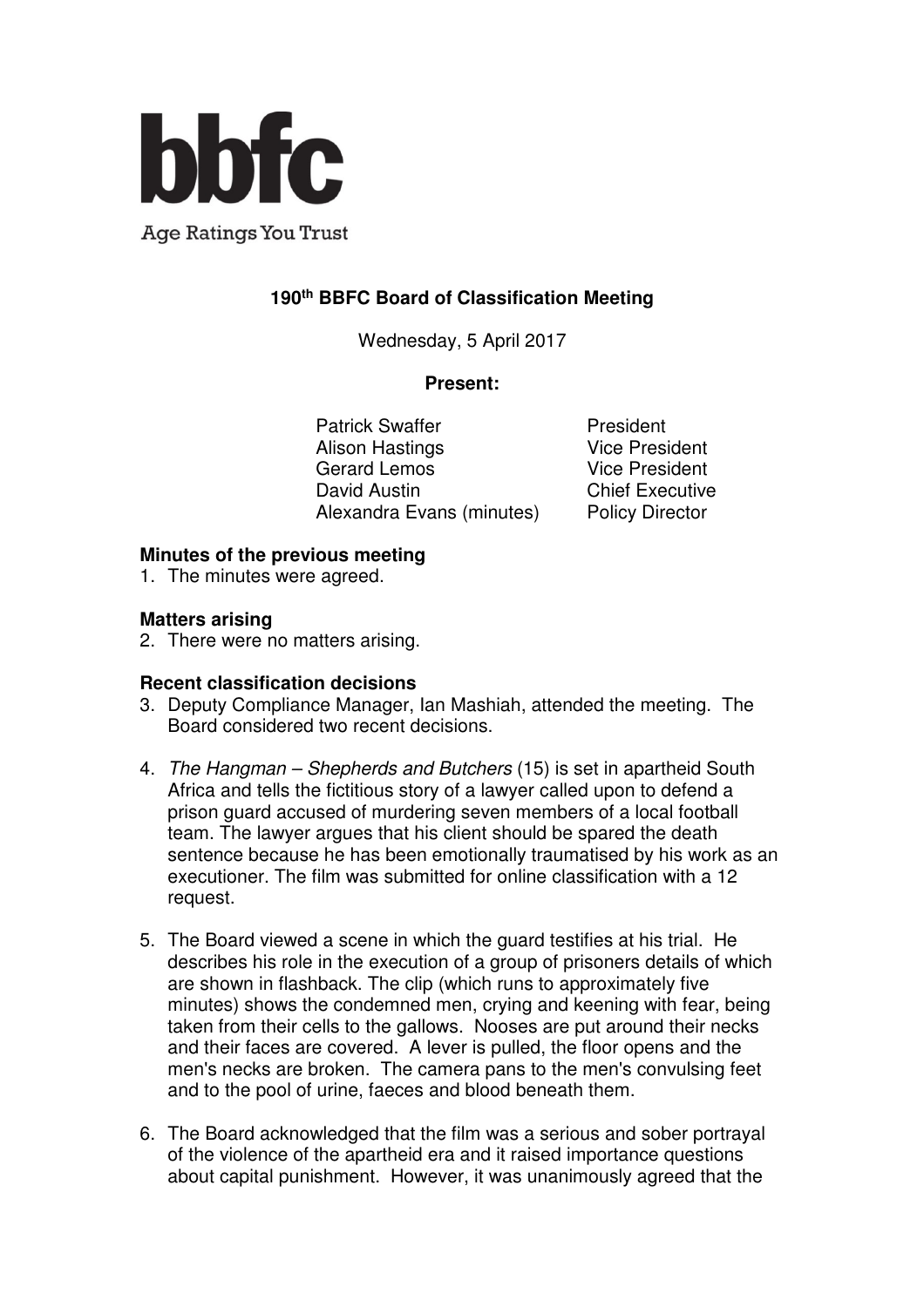bbfc

Age Ratings You Trust

# 190th BBFC Board of Classification Meeting

Wednesday, 5 April 2017

**Present:**

| | |
|---|---|
| Patrick Swaffer | President |
| Alison Hastings | Vice President |
| Gerard Lemos | Vice President |
| David Austin | Chief Executive |
| Alexandra Evans (minutes) | Policy Director |

**Minutes of the previous meeting**

1. The minutes were agreed.

**Matters arising**

2. There were no matters arising.

**Recent classification decisions**

3. Deputy Compliance Manager, Ian Mashiah, attended the meeting. The Board considered two recent decisions.

4. *The Hangman – Shepherds and Butchers* (15) is set in apartheid South Africa and tells the fictitious story of a lawyer called upon to defend a prison guard accused of murdering seven members of a local football team. The lawyer argues that his client should be spared the death sentence because he has been emotionally traumatised by his work as an executioner. The film was submitted for online classification with a 12 request.

5. The Board viewed a scene in which the guard testifies at his trial. He describes his role in the execution of a group of prisoners details of which are shown in flashback. The clip (which runs to approximately five minutes) shows the condemned men, crying and keening with fear, being taken from their cells to the gallows. Nooses are put around their necks and their faces are covered. A lever is pulled, the floor opens and the men's necks are broken. The camera pans to the men's convulsing feet and to the pool of urine, faeces and blood beneath them.

6. The Board acknowledged that the film was a serious and sober portrayal of the violence of the apartheid era and it raised importance questions about capital punishment. However, it was unanimously agreed that the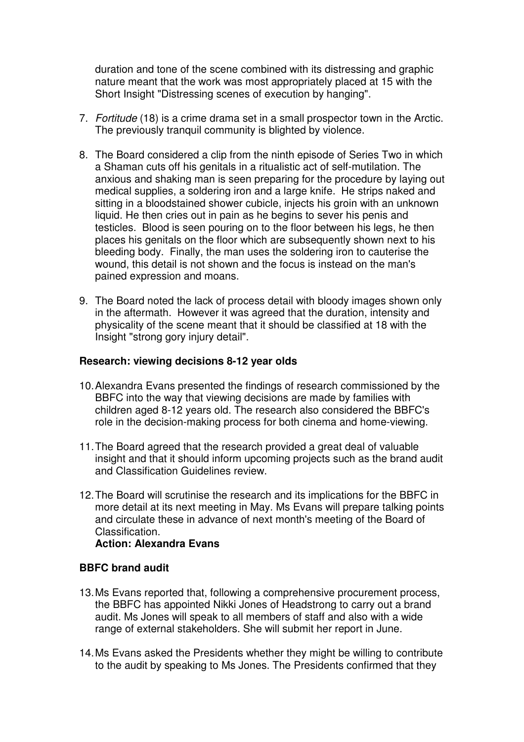duration and tone of the scene combined with its distressing and graphic nature meant that the work was most appropriately placed at 15 with the Short Insight "Distressing scenes of execution by hanging".

7. *Fortitude* (18) is a crime drama set in a small prospector town in the Arctic. The previously tranquil community is blighted by violence.

8. The Board considered a clip from the ninth episode of Series Two in which a Shaman cuts off his genitals in a ritualistic act of self-mutilation. The anxious and shaking man is seen preparing for the procedure by laying out medical supplies, a soldering iron and a large knife. He strips naked and sitting in a bloodstained shower cubicle, injects his groin with an unknown liquid. He then cries out in pain as he begins to sever his penis and testicles. Blood is seen pouring on to the floor between his legs, he then places his genitals on the floor which are subsequently shown next to his bleeding body. Finally, the man uses the soldering iron to cauterise the wound, this detail is not shown and the focus is instead on the man's pained expression and moans.

9. The Board noted the lack of process detail with bloody images shown only in the aftermath. However it was agreed that the duration, intensity and physicality of the scene meant that it should be classified at 18 with the Insight "strong gory injury detail".

**Research: viewing decisions 8-12 year olds**

10. Alexandra Evans presented the findings of research commissioned by the BBFC into the way that viewing decisions are made by families with children aged 8-12 years old. The research also considered the BBFC's role in the decision-making process for both cinema and home-viewing.

11. The Board agreed that the research provided a great deal of valuable insight and that it should inform upcoming projects such as the brand audit and Classification Guidelines review.

12. The Board will scrutinise the research and its implications for the BBFC in more detail at its next meeting in May. Ms Evans will prepare talking points and circulate these in advance of next month's meeting of the Board of Classification.
**Action: Alexandra Evans**

**BBFC brand audit**

13. Ms Evans reported that, following a comprehensive procurement process, the BBFC has appointed Nikki Jones of Headstrong to carry out a brand audit. Ms Jones will speak to all members of staff and also with a wide range of external stakeholders. She will submit her report in June.

14. Ms Evans asked the Presidents whether they might be willing to contribute to the audit by speaking to Ms Jones. The Presidents confirmed that they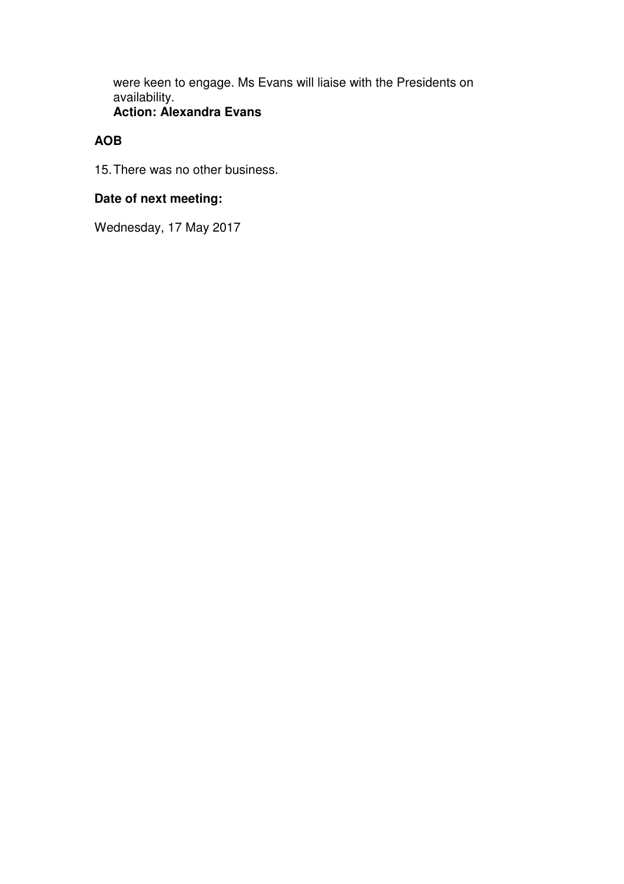were keen to engage. Ms Evans will liaise with the Presidents on availability.
**Action: Alexandra Evans**

**AOB**

15. There was no other business.

**Date of next meeting:**

Wednesday, 17 May 2017